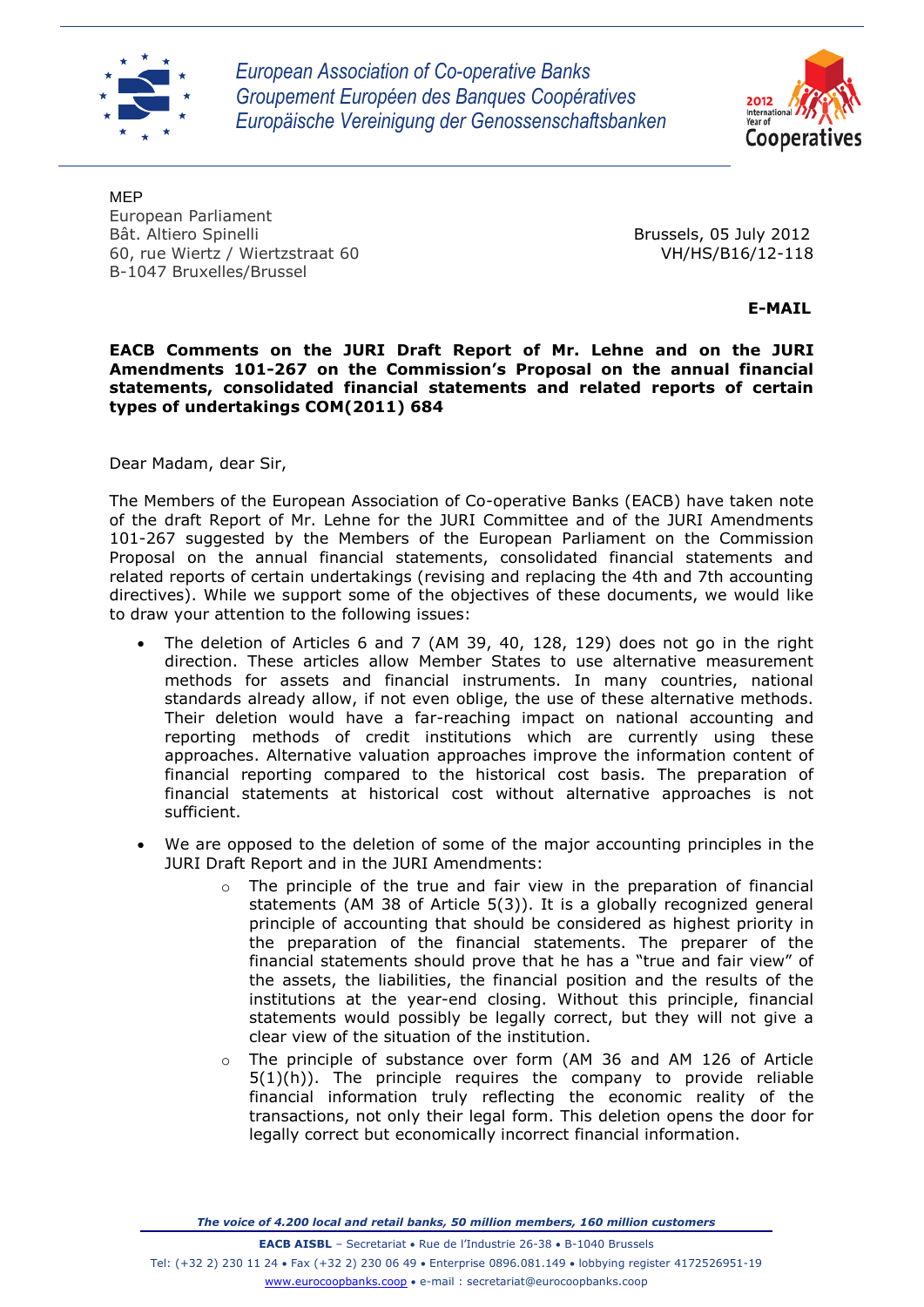European Association of Co-operative Banks
Groupement Européen des Banques Coopératives
Europäische Vereinigung der Genossenschaftsbanken

MEP
European Parliament
Bât. Altiero Spinelli
60, rue Wiertz / Wiertzstraat 60
B-1047 Bruxelles/Brussel

Brussels, 05 July 2012
VH/HS/B16/12-118

**E-MAIL**

**EACB Comments on the JURI Draft Report of Mr. Lehne and on the JURI Amendments 101-267 on the Commission's Proposal on the annual financial statements, consolidated financial statements and related reports of certain types of undertakings COM(2011) 684**

Dear Madam, dear Sir,

The Members of the European Association of Co-operative Banks (EACB) have taken note of the draft Report of Mr. Lehne for the JURI Committee and of the JURI Amendments 101-267 suggested by the Members of the European Parliament on the Commission Proposal on the annual financial statements, consolidated financial statements and related reports of certain undertakings (revising and replacing the 4th and 7th accounting directives). While we support some of the objectives of these documents, we would like to draw your attention to the following issues:

- The deletion of Articles 6 and 7 (AM 39, 40, 128, 129) does not go in the right direction. These articles allow Member States to use alternative measurement methods for assets and financial instruments. In many countries, national standards already allow, if not even oblige, the use of these alternative methods. Their deletion would have a far-reaching impact on national accounting and reporting methods of credit institutions which are currently using these approaches. Alternative valuation approaches improve the information content of financial reporting compared to the historical cost basis. The preparation of financial statements at historical cost without alternative approaches is not sufficient.
- We are opposed to the deletion of some of the major accounting principles in the JURI Draft Report and in the JURI Amendments:
  - The principle of the true and fair view in the preparation of financial statements (AM 38 of Article 5(3)). It is a globally recognized general principle of accounting that should be considered as highest priority in the preparation of the financial statements. The preparer of the financial statements should prove that he has a "true and fair view" of the assets, the liabilities, the financial position and the results of the institutions at the year-end closing. Without this principle, financial statements would possibly be legally correct, but they will not give a clear view of the situation of the institution.
  - The principle of substance over form (AM 36 and AM 126 of Article 5(1)(h)). The principle requires the company to provide reliable financial information truly reflecting the economic reality of the transactions, not only their legal form. This deletion opens the door for legally correct but economically incorrect financial information.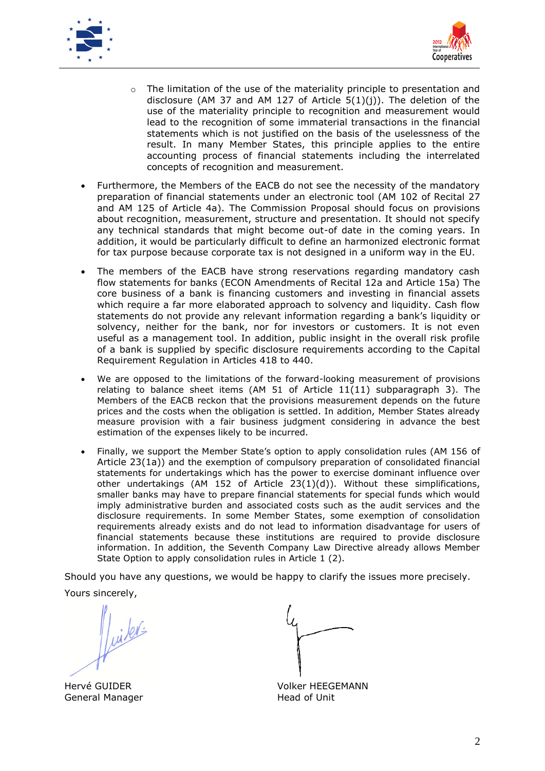- The limitation of the use of the materiality principle to presentation and disclosure (AM 37 and AM 127 of Article 5(1)(j)). The deletion of the use of the materiality principle to recognition and measurement would lead to the recognition of some immaterial transactions in the financial statements which is not justified on the basis of the uselessness of the result. In many Member States, this principle applies to the entire accounting process of financial statements including the interrelated concepts of recognition and measurement.

- Furthermore, the Members of the EACB do not see the necessity of the mandatory preparation of financial statements under an electronic tool (AM 102 of Recital 27 and AM 125 of Article 4a). The Commission Proposal should focus on provisions about recognition, measurement, structure and presentation. It should not specify any technical standards that might become out-of date in the coming years. In addition, it would be particularly difficult to define an harmonized electronic format for tax purpose because corporate tax is not designed in a uniform way in the EU.

- The members of the EACB have strong reservations regarding mandatory cash flow statements for banks (ECON Amendments of Recital 12a and Article 15a) The core business of a bank is financing customers and investing in financial assets which require a far more elaborated approach to solvency and liquidity. Cash flow statements do not provide any relevant information regarding a bank's liquidity or solvency, neither for the bank, nor for investors or customers. It is not even useful as a management tool. In addition, public insight in the overall risk profile of a bank is supplied by specific disclosure requirements according to the Capital Requirement Regulation in Articles 418 to 440.

- We are opposed to the limitations of the forward-looking measurement of provisions relating to balance sheet items (AM 51 of Article 11(11) subparagraph 3). The Members of the EACB reckon that the provisions measurement depends on the future prices and the costs when the obligation is settled. In addition, Member States already measure provision with a fair business judgment considering in advance the best estimation of the expenses likely to be incurred.

- Finally, we support the Member State's option to apply consolidation rules (AM 156 of Article 23(1a)) and the exemption of compulsory preparation of consolidated financial statements for undertakings which has the power to exercise dominant influence over other undertakings (AM 152 of Article 23(1)(d)). Without these simplifications, smaller banks may have to prepare financial statements for special funds which would imply administrative burden and associated costs such as the audit services and the disclosure requirements. In some Member States, some exemption of consolidation requirements already exists and do not lead to information disadvantage for users of financial statements because these institutions are required to provide disclosure information. In addition, the Seventh Company Law Directive already allows Member State Option to apply consolidation rules in Article 1 (2).

Should you have any questions, we would be happy to clarify the issues more precisely.

Yours sincerely,

Hervé GUIDER
General Manager

Volker HEEGEMANN
Head of Unit